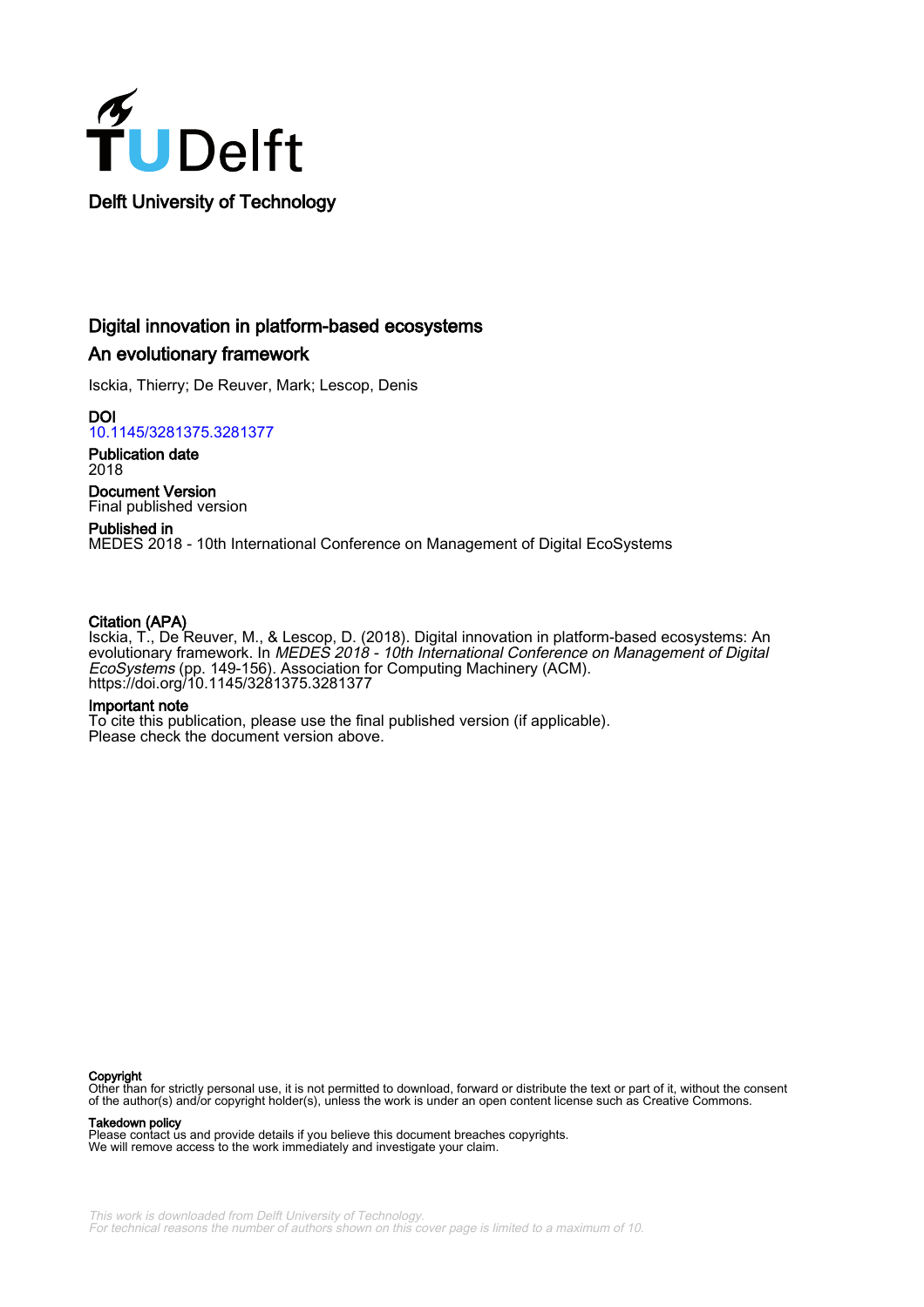Delft University of Technology

# Digital innovation in platform-based ecosystems

## An evolutionary framework

Isckia, Thierry; De Reuver, Mark; Lescop, Denis

**DOI**
10.1145/3281375.3281377

**Publication date**
2018

**Document Version**
Final published version

**Published in**
MEDES 2018 - 10th International Conference on Management of Digital EcoSystems

**Citation (APA)**
Isckia, T., De Reuver, M., & Lescop, D. (2018). Digital innovation in platform-based ecosystems: An evolutionary framework. In *MEDES 2018 - 10th International Conference on Management of Digital EcoSystems* (pp. 149-156). Association for Computing Machinery (ACM). https://doi.org/10.1145/3281375.3281377

**Important note**
To cite this publication, please use the final published version (if applicable). Please check the document version above.

**Copyright**
Other than for strictly personal use, it is not permitted to download, forward or distribute the text or part of it, without the consent of the author(s) and/or copyright holder(s), unless the work is under an open content license such as Creative Commons.

**Takedown policy**
Please contact us and provide details if you believe this document breaches copyrights. We will remove access to the work immediately and investigate your claim.

*This work is downloaded from Delft University of Technology. For technical reasons the number of authors shown on this cover page is limited to a maximum of 10.*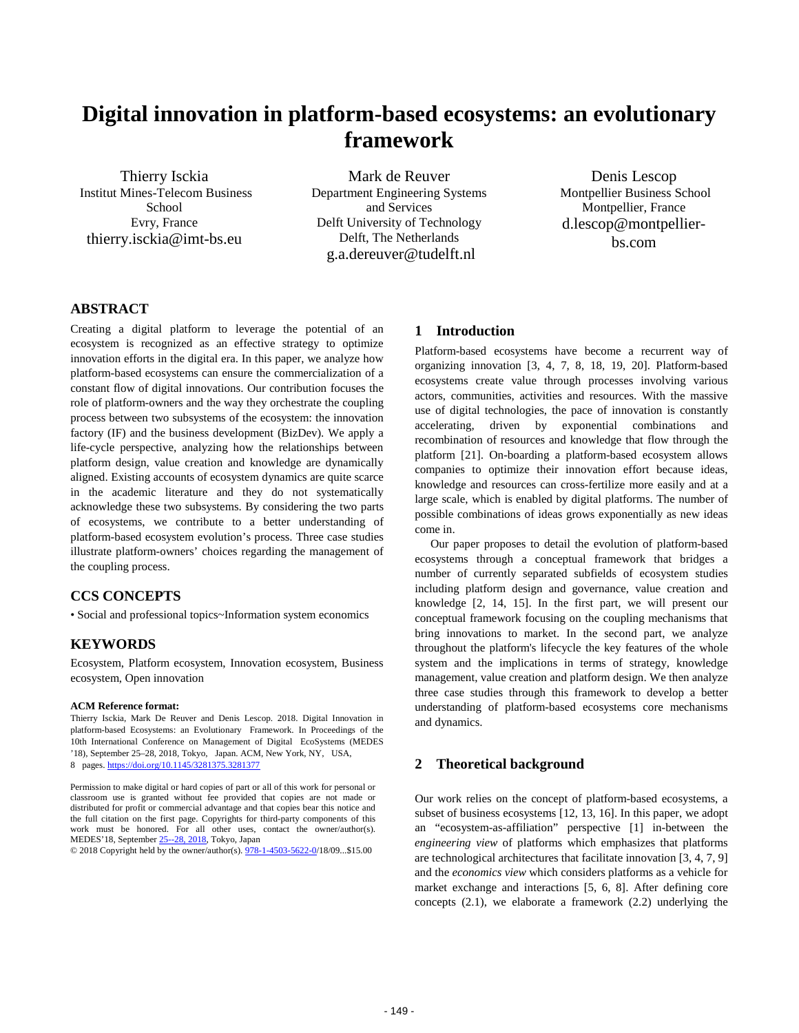# Digital innovation in platform-based ecosystems: an evolutionary framework

Thierry Isckia
Institut Mines-Telecom Business School
Evry, France
thierry.isckia@imt-bs.eu

Mark de Reuver
Department Engineering Systems and Services
Delft University of Technology
Delft, The Netherlands
g.a.dereuver@tudelft.nl

Denis Lescop
Montpellier Business School
Montpellier, France
d.lescop@montpellier-bs.com

## ABSTRACT

Creating a digital platform to leverage the potential of an ecosystem is recognized as an effective strategy to optimize innovation efforts in the digital era. In this paper, we analyze how platform-based ecosystems can ensure the commercialization of a constant flow of digital innovations. Our contribution focuses the role of platform-owners and the way they orchestrate the coupling process between two subsystems of the ecosystem: the innovation factory (IF) and the business development (BizDev). We apply a life-cycle perspective, analyzing how the relationships between platform design, value creation and knowledge are dynamically aligned. Existing accounts of ecosystem dynamics are quite scarce in the academic literature and they do not systematically acknowledge these two subsystems. By considering the two parts of ecosystems, we contribute to a better understanding of platform-based ecosystem evolution's process. Three case studies illustrate platform-owners' choices regarding the management of the coupling process.

## CCS CONCEPTS

• Social and professional topics~Information system economics

## KEYWORDS

Ecosystem, Platform ecosystem, Innovation ecosystem, Business ecosystem, Open innovation

**ACM Reference format:**

Thierry Isckia, Mark De Reuver and Denis Lescop. 2018. Digital Innovation in platform-based Ecosystems: an Evolutionary Framework. In Proceedings of the 10th International Conference on Management of Digital EcoSystems (MEDES '18), September 25–28, 2018, Tokyo, Japan. ACM, New York, NY, USA, 8 pages. https://doi.org/10.1145/3281375.3281377

Permission to make digital or hard copies of part or all of this work for personal or classroom use is granted without fee provided that copies are not made or distributed for profit or commercial advantage and that copies bear this notice and the full citation on the first page. Copyrights for third-party components of this work must be honored. For all other uses, contact the owner/author(s).
MEDES'18, September 25--28, 2018, Tokyo, Japan
© 2018 Copyright held by the owner/author(s). 978-1-4503-5622-0/18/09...$15.00

## 1 Introduction

Platform-based ecosystems have become a recurrent way of organizing innovation [3, 4, 7, 8, 18, 19, 20]. Platform-based ecosystems create value through processes involving various actors, communities, activities and resources. With the massive use of digital technologies, the pace of innovation is constantly accelerating, driven by exponential combinations and recombination of resources and knowledge that flow through the platform [21]. On-boarding a platform-based ecosystem allows companies to optimize their innovation effort because ideas, knowledge and resources can cross-fertilize more easily and at a large scale, which is enabled by digital platforms. The number of possible combinations of ideas grows exponentially as new ideas come in.

Our paper proposes to detail the evolution of platform-based ecosystems through a conceptual framework that bridges a number of currently separated subfields of ecosystem studies including platform design and governance, value creation and knowledge [2, 14, 15]. In the first part, we will present our conceptual framework focusing on the coupling mechanisms that bring innovations to market. In the second part, we analyze throughout the platform's lifecycle the key features of the whole system and the implications in terms of strategy, knowledge management, value creation and platform design. We then analyze three case studies through this framework to develop a better understanding of platform-based ecosystems core mechanisms and dynamics.

## 2 Theoretical background

Our work relies on the concept of platform-based ecosystems, a subset of business ecosystems [12, 13, 16]. In this paper, we adopt an "ecosystem-as-affiliation" perspective [1] in-between the *engineering view* of platforms which emphasizes that platforms are technological architectures that facilitate innovation [3, 4, 7, 9] and the *economics view* which considers platforms as a vehicle for market exchange and interactions [5, 6, 8]. After defining core concepts (2.1), we elaborate a framework (2.2) underlying the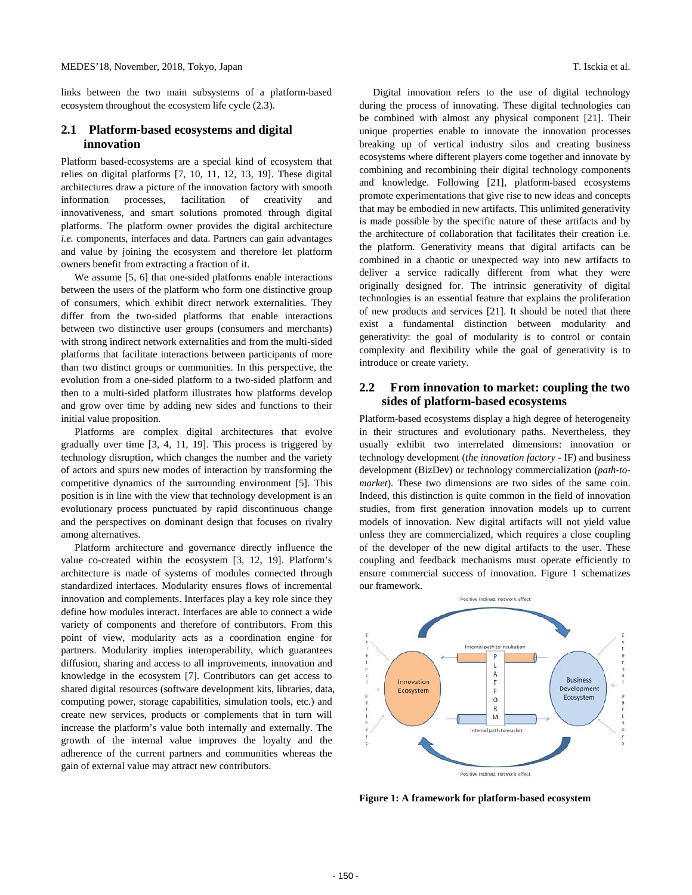links between the two main subsystems of a platform-based ecosystem throughout the ecosystem life cycle (2.3).

## 2.1 Platform-based ecosystems and digital innovation

Platform based-ecosystems are a special kind of ecosystem that relies on digital platforms [7, 10, 11, 12, 13, 19]. These digital architectures draw a picture of the innovation factory with smooth information processes, facilitation of creativity and innovativeness, and smart solutions promoted through digital platforms. The platform owner provides the digital architecture *i.e.* components, interfaces and data. Partners can gain advantages and value by joining the ecosystem and therefore let platform owners benefit from extracting a fraction of it.

We assume [5, 6] that one-sided platforms enable interactions between the users of the platform who form one distinctive group of consumers, which exhibit direct network externalities. They differ from the two-sided platforms that enable interactions between two distinctive user groups (consumers and merchants) with strong indirect network externalities and from the multi-sided platforms that facilitate interactions between participants of more than two distinct groups or communities. In this perspective, the evolution from a one-sided platform to a two-sided platform and then to a multi-sided platform illustrates how platforms develop and grow over time by adding new sides and functions to their initial value proposition.

Platforms are complex digital architectures that evolve gradually over time [3, 4, 11, 19]. This process is triggered by technology disruption, which changes the number and the variety of actors and spurs new modes of interaction by transforming the competitive dynamics of the surrounding environment [5]. This position is in line with the view that technology development is an evolutionary process punctuated by rapid discontinuous change and the perspectives on dominant design that focuses on rivalry among alternatives.

Platform architecture and governance directly influence the value co-created within the ecosystem [3, 12, 19]. Platform's architecture is made of systems of modules connected through standardized interfaces. Modularity ensures flows of incremental innovation and complements. Interfaces play a key role since they define how modules interact. Interfaces are able to connect a wide variety of components and therefore of contributors. From this point of view, modularity acts as a coordination engine for partners. Modularity implies interoperability, which guarantees diffusion, sharing and access to all improvements, innovation and knowledge in the ecosystem [7]. Contributors can get access to shared digital resources (software development kits, libraries, data, computing power, storage capabilities, simulation tools, etc.) and create new services, products or complements that in turn will increase the platform's value both internally and externally. The growth of the internal value improves the loyalty and the adherence of the current partners and communities whereas the gain of external value may attract new contributors.

Digital innovation refers to the use of digital technology during the process of innovating. These digital technologies can be combined with almost any physical component [21]. Their unique properties enable to innovate the innovation processes breaking up of vertical industry silos and creating business ecosystems where different players come together and innovate by combining and recombining their digital technology components and knowledge. Following [21], platform-based ecosystems promote experimentations that give rise to new ideas and concepts that may be embodied in new artifacts. This unlimited generativity is made possible by the specific nature of these artifacts and by the architecture of collaboration that facilitates their creation i.e. the platform. Generativity means that digital artifacts can be combined in a chaotic or unexpected way into new artifacts to deliver a service radically different from what they were originally designed for. The intrinsic generativity of digital technologies is an essential feature that explains the proliferation of new products and services [21]. It should be noted that there exist a fundamental distinction between modularity and generativity: the goal of modularity is to control or contain complexity and flexibility while the goal of generativity is to introduce or create variety.

## 2.2 From innovation to market: coupling the two sides of platform-based ecosystems

Platform-based ecosystems display a high degree of heterogeneity in their structures and evolutionary paths. Nevertheless, they usually exhibit two interrelated dimensions: innovation or technology development (*the innovation factory* - IF) and business development (BizDev) or technology commercialization (*path-to-market*). These two dimensions are two sides of the same coin. Indeed, this distinction is quite common in the field of innovation studies, from first generation innovation models up to current models of innovation. New digital artifacts will not yield value unless they are commercialized, which requires a close coupling of the developer of the new digital artifacts to the user. These coupling and feedback mechanisms must operate efficiently to ensure commercial success of innovation. Figure 1 schematizes our framework.

Positive indirect network effect

External partners

Internal path to incubation

Innovation Ecosystem

PLATFORM

Business Development Ecosystem

Internal path to market

External partners

Positive indirect network effect

**Figure 1: A framework for platform-based ecosystem**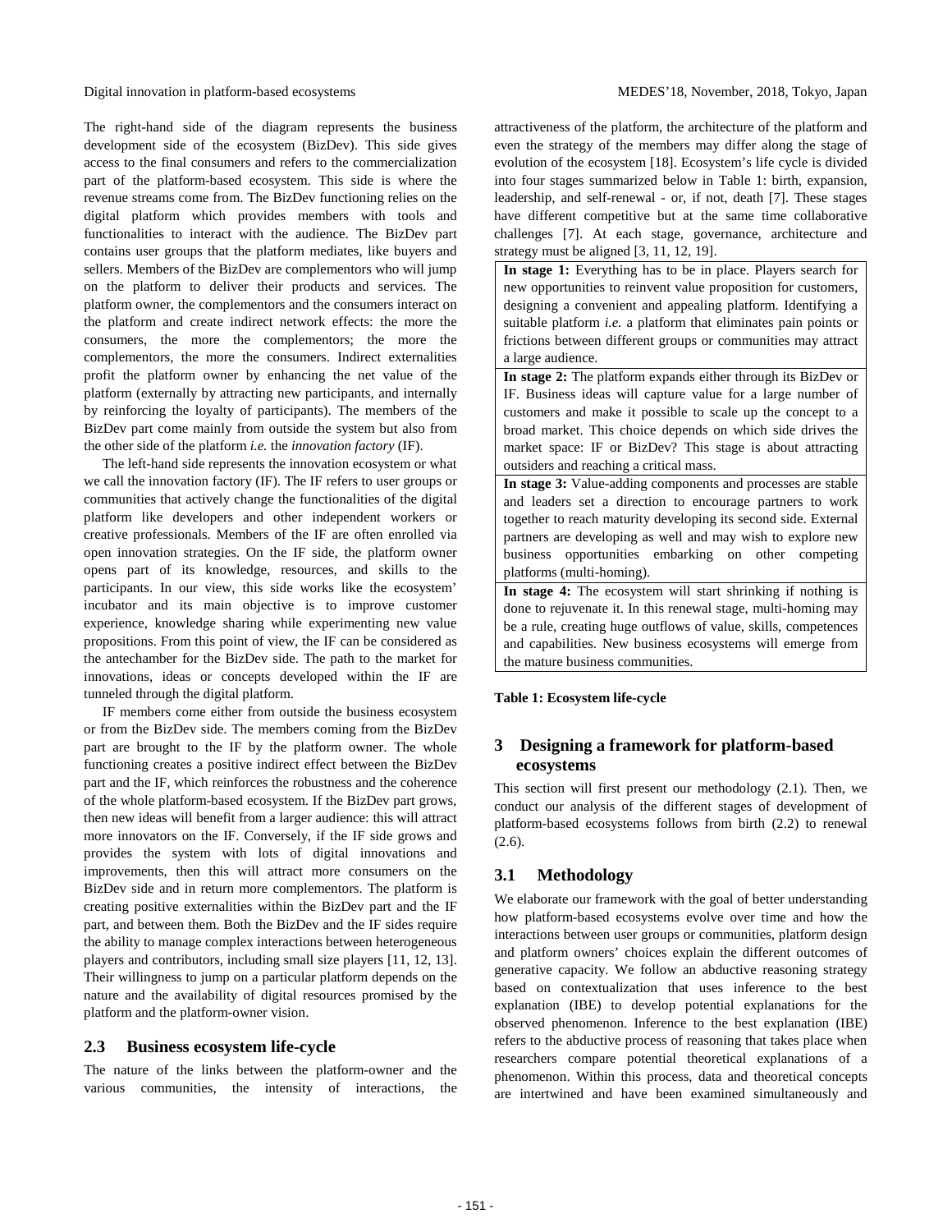The right-hand side of the diagram represents the business development side of the ecosystem (BizDev). This side gives access to the final consumers and refers to the commercialization part of the platform-based ecosystem. This side is where the revenue streams come from. The BizDev functioning relies on the digital platform which provides members with tools and functionalities to interact with the audience. The BizDev part contains user groups that the platform mediates, like buyers and sellers. Members of the BizDev are complementors who will jump on the platform to deliver their products and services. The platform owner, the complementors and the consumers interact on the platform and create indirect network effects: the more the consumers, the more the complementors; the more the complementors, the more the consumers. Indirect externalities profit the platform owner by enhancing the net value of the platform (externally by attracting new participants, and internally by reinforcing the loyalty of participants). The members of the BizDev part come mainly from outside the system but also from the other side of the platform *i.e.* the *innovation factory* (IF).

The left-hand side represents the innovation ecosystem or what we call the innovation factory (IF). The IF refers to user groups or communities that actively change the functionalities of the digital platform like developers and other independent workers or creative professionals. Members of the IF are often enrolled via open innovation strategies. On the IF side, the platform owner opens part of its knowledge, resources, and skills to the participants. In our view, this side works like the ecosystem' incubator and its main objective is to improve customer experience, knowledge sharing while experimenting new value propositions. From this point of view, the IF can be considered as the antechamber for the BizDev side. The path to the market for innovations, ideas or concepts developed within the IF are tunneled through the digital platform.

IF members come either from outside the business ecosystem or from the BizDev side. The members coming from the BizDev part are brought to the IF by the platform owner. The whole functioning creates a positive indirect effect between the BizDev part and the IF, which reinforces the robustness and the coherence of the whole platform-based ecosystem. If the BizDev part grows, then new ideas will benefit from a larger audience: this will attract more innovators on the IF. Conversely, if the IF side grows and provides the system with lots of digital innovations and improvements, then this will attract more consumers on the BizDev side and in return more complementors. The platform is creating positive externalities within the BizDev part and the IF part, and between them. Both the BizDev and the IF sides require the ability to manage complex interactions between heterogeneous players and contributors, including small size players [11, 12, 13]. Their willingness to jump on a particular platform depends on the nature and the availability of digital resources promised by the platform and the platform-owner vision.

### 2.3 Business ecosystem life-cycle

The nature of the links between the platform-owner and the various communities, the intensity of interactions, the attractiveness of the platform, the architecture of the platform and even the strategy of the members may differ along the stage of evolution of the ecosystem [18]. Ecosystem's life cycle is divided into four stages summarized below in Table 1: birth, expansion, leadership, and self-renewal - or, if not, death [7]. These stages have different competitive but at the same time collaborative challenges [7]. At each stage, governance, architecture and strategy must be aligned [3, 11, 12, 19].

| |
|---|
| **In stage 1:** Everything has to be in place. Players search for new opportunities to reinvent value proposition for customers, designing a convenient and appealing platform. Identifying a suitable platform *i.e.* a platform that eliminates pain points or frictions between different groups or communities may attract a large audience. |
| **In stage 2:** The platform expands either through its BizDev or IF. Business ideas will capture value for a large number of customers and make it possible to scale up the concept to a broad market. This choice depends on which side drives the market space: IF or BizDev? This stage is about attracting outsiders and reaching a critical mass. |
| **In stage 3:** Value-adding components and processes are stable and leaders set a direction to encourage partners to work together to reach maturity developing its second side. External partners are developing as well and may wish to explore new business opportunities embarking on other competing platforms (multi-homing). |
| **In stage 4:** The ecosystem will start shrinking if nothing is done to rejuvenate it. In this renewal stage, multi-homing may be a rule, creating huge outflows of value, skills, competences and capabilities. New business ecosystems will emerge from the mature business communities. |

**Table 1: Ecosystem life-cycle**

## 3 Designing a framework for platform-based ecosystems

This section will first present our methodology (2.1). Then, we conduct our analysis of the different stages of development of platform-based ecosystems follows from birth (2.2) to renewal (2.6).

### 3.1 Methodology

We elaborate our framework with the goal of better understanding how platform-based ecosystems evolve over time and how the interactions between user groups or communities, platform design and platform owners' choices explain the different outcomes of generative capacity. We follow an abductive reasoning strategy based on contextualization that uses inference to the best explanation (IBE) to develop potential explanations for the observed phenomenon. Inference to the best explanation (IBE) refers to the abductive process of reasoning that takes place when researchers compare potential theoretical explanations of a phenomenon. Within this process, data and theoretical concepts are intertwined and have been examined simultaneously and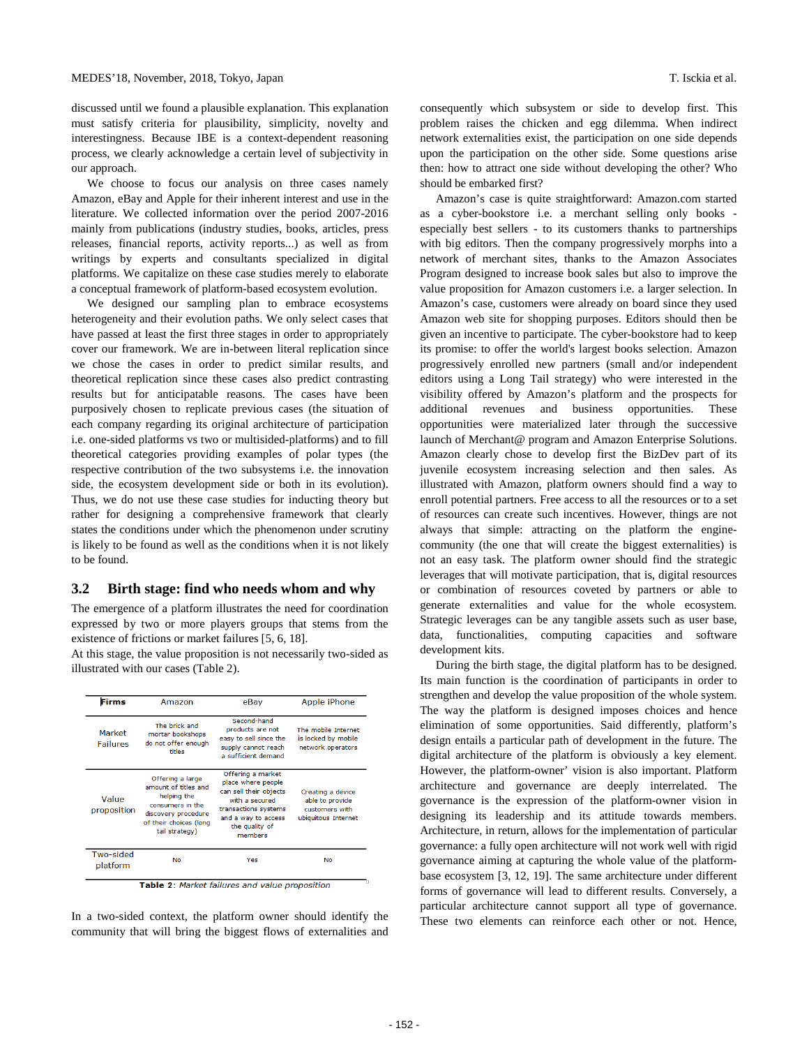discussed until we found a plausible explanation. This explanation must satisfy criteria for plausibility, simplicity, novelty and interestingness. Because IBE is a context-dependent reasoning process, we clearly acknowledge a certain level of subjectivity in our approach.

We choose to focus our analysis on three cases namely Amazon, eBay and Apple for their inherent interest and use in the literature. We collected information over the period 2007-2016 mainly from publications (industry studies, books, articles, press releases, financial reports, activity reports...) as well as from writings by experts and consultants specialized in digital platforms. We capitalize on these case studies merely to elaborate a conceptual framework of platform-based ecosystem evolution.

We designed our sampling plan to embrace ecosystems heterogeneity and their evolution paths. We only select cases that have passed at least the first three stages in order to appropriately cover our framework. We are in-between literal replication since we chose the cases in order to predict similar results, and theoretical replication since these cases also predict contrasting results but for anticipatable reasons. The cases have been purposively chosen to replicate previous cases (the situation of each company regarding its original architecture of participation i.e. one-sided platforms vs two or multisided-platforms) and to fill theoretical categories providing examples of polar types (the respective contribution of the two subsystems i.e. the innovation side, the ecosystem development side or both in its evolution). Thus, we do not use these case studies for inducting theory but rather for designing a comprehensive framework that clearly states the conditions under which the phenomenon under scrutiny is likely to be found as well as the conditions when it is not likely to be found.

## 3.2 Birth stage: find who needs whom and why

The emergence of a platform illustrates the need for coordination expressed by two or more players groups that stems from the existence of frictions or market failures [5, 6, 18].

At this stage, the value proposition is not necessarily two-sided as illustrated with our cases (Table 2).

| Firms | Amazon | eBay | Apple iPhone |
|---|---|---|---|
| Market Failures | The brick and mortar bookshops do not offer enough titles | Second-hand products are not easy to sell since the supply cannot reach a sufficient demand | The mobile Internet is locked by mobile network operators |
| Value proposition | Offering a large amount of titles and helping the consumers in the discovery procedure of their choices (long tail strategy) | Offering a market place where people can sell their objects with a secured transactions systems and a way to access the quality of members | Creating a device able to provide customers with ubiquitous Internet |
| Two-sided platform | No | Yes | No |

**Table 2**: *Market failures and value proposition*

In a two-sided context, the platform owner should identify the community that will bring the biggest flows of externalities and consequently which subsystem or side to develop first. This problem raises the chicken and egg dilemma. When indirect network externalities exist, the participation on one side depends upon the participation on the other side. Some questions arise then: how to attract one side without developing the other? Who should be embarked first?

Amazon's case is quite straightforward: Amazon.com started as a cyber-bookstore i.e. a merchant selling only books - especially best sellers - to its customers thanks to partnerships with big editors. Then the company progressively morphs into a network of merchant sites, thanks to the Amazon Associates Program designed to increase book sales but also to improve the value proposition for Amazon customers i.e. a larger selection. In Amazon's case, customers were already on board since they used Amazon web site for shopping purposes. Editors should then be given an incentive to participate. The cyber-bookstore had to keep its promise: to offer the world's largest books selection. Amazon progressively enrolled new partners (small and/or independent editors using a Long Tail strategy) who were interested in the visibility offered by Amazon's platform and the prospects for additional revenues and business opportunities. These opportunities were materialized later through the successive launch of Merchant@ program and Amazon Enterprise Solutions. Amazon clearly chose to develop first the BizDev part of its juvenile ecosystem increasing selection and then sales. As illustrated with Amazon, platform owners should find a way to enroll potential partners. Free access to all the resources or to a set of resources can create such incentives. However, things are not always that simple: attracting on the platform the engine-community (the one that will create the biggest externalities) is not an easy task. The platform owner should find the strategic leverages that will motivate participation, that is, digital resources or combination of resources coveted by partners or able to generate externalities and value for the whole ecosystem. Strategic leverages can be any tangible assets such as user base, data, functionalities, computing capacities and software development kits.

During the birth stage, the digital platform has to be designed. Its main function is the coordination of participants in order to strengthen and develop the value proposition of the whole system. The way the platform is designed imposes choices and hence elimination of some opportunities. Said differently, platform's design entails a particular path of development in the future. The digital architecture of the platform is obviously a key element. However, the platform-owner' vision is also important. Platform architecture and governance are deeply interrelated. The governance is the expression of the platform-owner vision in designing its leadership and its attitude towards members. Architecture, in return, allows for the implementation of particular governance: a fully open architecture will not work well with rigid governance aiming at capturing the whole value of the platform-base ecosystem [3, 12, 19]. The same architecture under different forms of governance will lead to different results. Conversely, a particular architecture cannot support all type of governance. These two elements can reinforce each other or not. Hence,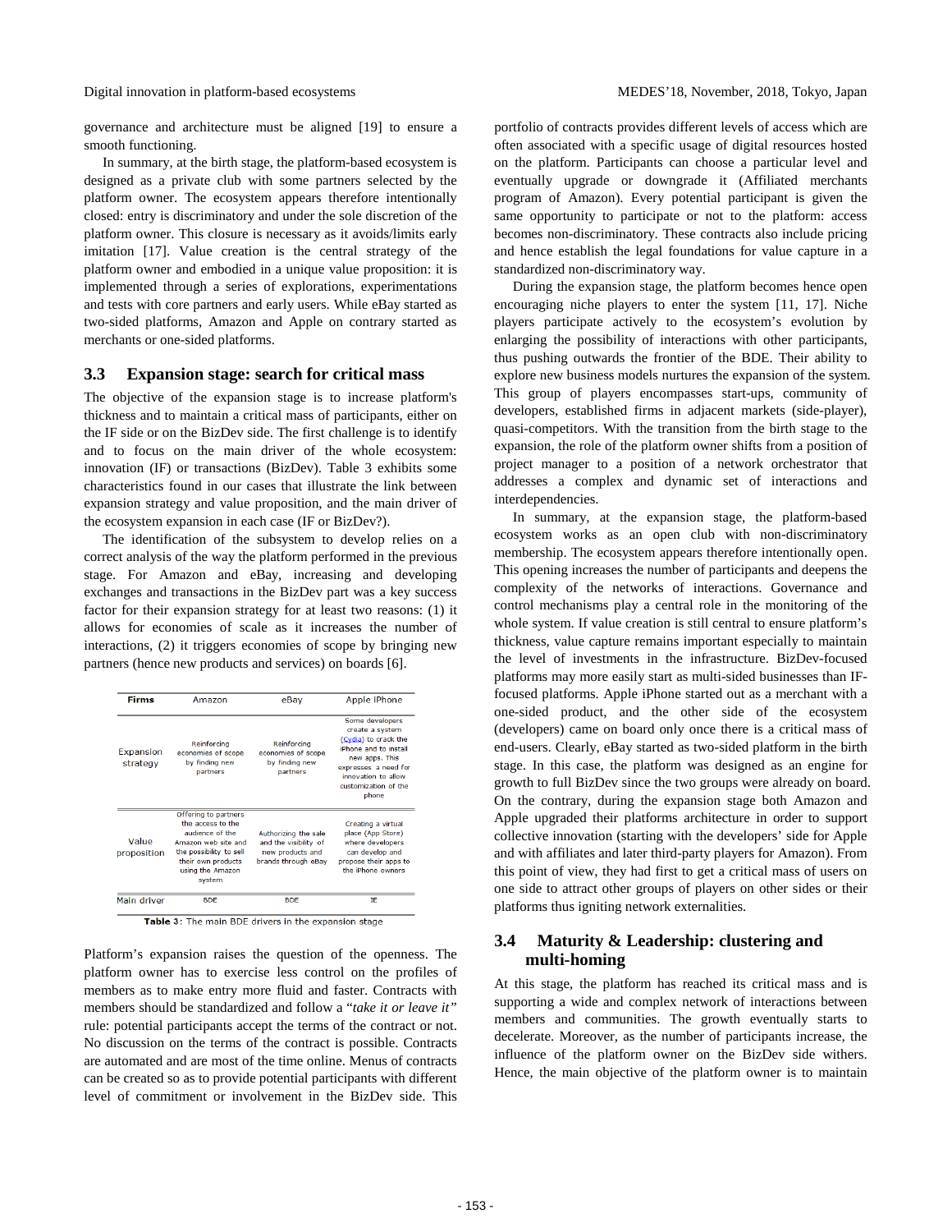governance and architecture must be aligned [19] to ensure a smooth functioning.

In summary, at the birth stage, the platform-based ecosystem is designed as a private club with some partners selected by the platform owner. The ecosystem appears therefore intentionally closed: entry is discriminatory and under the sole discretion of the platform owner. This closure is necessary as it avoids/limits early imitation [17]. Value creation is the central strategy of the platform owner and embodied in a unique value proposition: it is implemented through a series of explorations, experimentations and tests with core partners and early users. While eBay started as two-sided platforms, Amazon and Apple on contrary started as merchants or one-sided platforms.

### 3.3 Expansion stage: search for critical mass

The objective of the expansion stage is to increase platform's thickness and to maintain a critical mass of participants, either on the IF side or on the BizDev side. The first challenge is to identify and to focus on the main driver of the whole ecosystem: innovation (IF) or transactions (BizDev). Table 3 exhibits some characteristics found in our cases that illustrate the link between expansion strategy and value proposition, and the main driver of the ecosystem expansion in each case (IF or BizDev?).

The identification of the subsystem to develop relies on a correct analysis of the way the platform performed in the previous stage. For Amazon and eBay, increasing and developing exchanges and transactions in the BizDev part was a key success factor for their expansion strategy for at least two reasons: (1) it allows for economies of scale as it increases the number of interactions, (2) it triggers economies of scope by bringing new partners (hence new products and services) on boards [6].

| Firms | Amazon | eBay | Apple iPhone |
|---|---|---|---|
| Expansion strategy | Reinforcing economies of scope by finding new partners | Reinforcing economies of scope by finding new partners | Some developers create a system (Cydia) to crack the iPhone and to install new apps. This expresses a need for innovation to allow customization of the phone |
| Value proposition | Offering to partners the access to the audience of the Amazon web site and the possibility to sell their own products using the Amazon system | Authorizing the sale and the visibility of new products and brands through eBay | Creating a virtual place (App Store) where developers can develop and propose their apps to the iPhone owners |
| Main driver | BDE | BDE | IE |

**Table 3**: The main BDE drivers in the expansion stage

Platform's expansion raises the question of the openness. The platform owner has to exercise less control on the profiles of members as to make entry more fluid and faster. Contracts with members should be standardized and follow a "*take it or leave it"* rule: potential participants accept the terms of the contract or not. No discussion on the terms of the contract is possible. Contracts are automated and are most of the time online. Menus of contracts can be created so as to provide potential participants with different level of commitment or involvement in the BizDev side. This portfolio of contracts provides different levels of access which are often associated with a specific usage of digital resources hosted on the platform. Participants can choose a particular level and eventually upgrade or downgrade it (Affiliated merchants program of Amazon). Every potential participant is given the same opportunity to participate or not to the platform: access becomes non-discriminatory. These contracts also include pricing and hence establish the legal foundations for value capture in a standardized non-discriminatory way.

During the expansion stage, the platform becomes hence open encouraging niche players to enter the system [11, 17]. Niche players participate actively to the ecosystem's evolution by enlarging the possibility of interactions with other participants, thus pushing outwards the frontier of the BDE. Their ability to explore new business models nurtures the expansion of the system. This group of players encompasses start-ups, community of developers, established firms in adjacent markets (side-player), quasi-competitors. With the transition from the birth stage to the expansion, the role of the platform owner shifts from a position of project manager to a position of a network orchestrator that addresses a complex and dynamic set of interactions and interdependencies.

In summary, at the expansion stage, the platform-based ecosystem works as an open club with non-discriminatory membership. The ecosystem appears therefore intentionally open. This opening increases the number of participants and deepens the complexity of the networks of interactions. Governance and control mechanisms play a central role in the monitoring of the whole system. If value creation is still central to ensure platform's thickness, value capture remains important especially to maintain the level of investments in the infrastructure. BizDev-focused platforms may more easily start as multi-sided businesses than IF-focused platforms. Apple iPhone started out as a merchant with a one-sided product, and the other side of the ecosystem (developers) came on board only once there is a critical mass of end-users. Clearly, eBay started as two-sided platform in the birth stage. In this case, the platform was designed as an engine for growth to full BizDev since the two groups were already on board. On the contrary, during the expansion stage both Amazon and Apple upgraded their platforms architecture in order to support collective innovation (starting with the developers' side for Apple and with affiliates and later third-party players for Amazon). From this point of view, they had first to get a critical mass of users on one side to attract other groups of players on other sides or their platforms thus igniting network externalities.

### 3.4 Maturity & Leadership: clustering and multi-homing

At this stage, the platform has reached its critical mass and is supporting a wide and complex network of interactions between members and communities. The growth eventually starts to decelerate. Moreover, as the number of participants increase, the influence of the platform owner on the BizDev side withers. Hence, the main objective of the platform owner is to maintain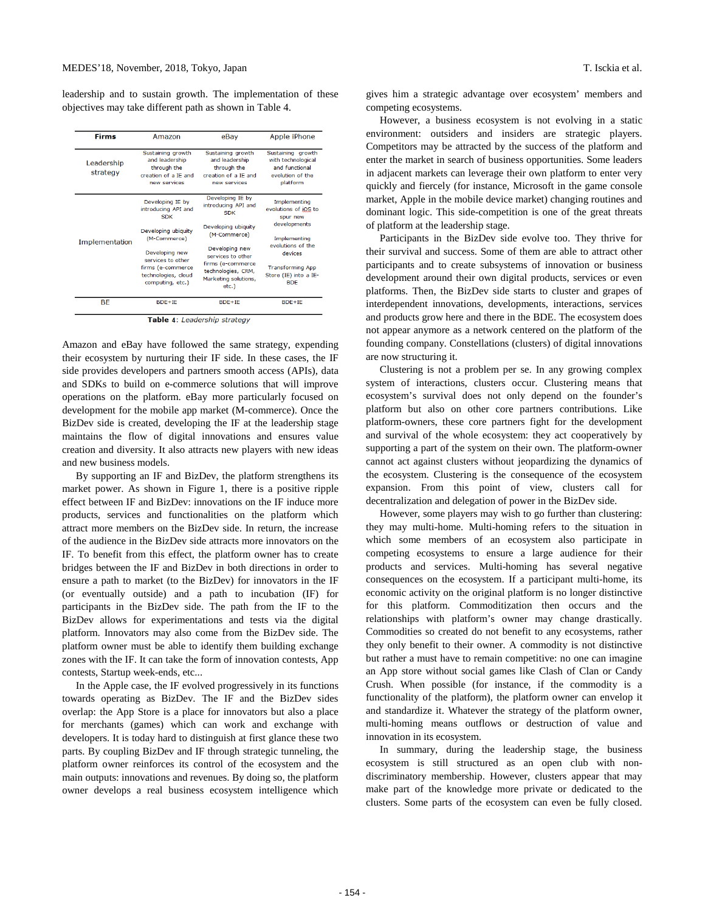leadership and to sustain growth. The implementation of these objectives may take different path as shown in Table 4.

| Firms | Amazon | eBay | Apple iPhone |
|---|---|---|---|
| Leadership strategy | Sustaining growth and leadership through the creation of a IE and new services | Sustaining growth and leadership through the creation of a IE and new services | Sustaining growth with technological and functional evolution of the platform |
| Implementation | Developing IE by introducing API and SDK<br><br>Developing ubiquity (M-Commerce)<br><br>Developing new services to other firms (e-commerce technologies, cloud computing, etc.) | Developing IE by introducing API and SDK<br><br>Developing ubiquity (M-Commerce)<br><br>Developing new services to other firms (e-commerce technologies, CRM, Marketing solutions, etc.) | Implementing evolutions of iOS to spur new developments<br><br>Implementing evolutions of the devices<br><br>Transforming App Store (IE) into a IE-BDE |
| BE | BDE+IE | BDE+IE | BDE+IE |

**Table 4**: *Leadership strategy*

Amazon and eBay have followed the same strategy, expending their ecosystem by nurturing their IF side. In these cases, the IF side provides developers and partners smooth access (APIs), data and SDKs to build on e-commerce solutions that will improve operations on the platform. eBay more particularly focused on development for the mobile app market (M-commerce). Once the BizDev side is created, developing the IF at the leadership stage maintains the flow of digital innovations and ensures value creation and diversity. It also attracts new players with new ideas and new business models.

By supporting an IF and BizDev, the platform strengthens its market power. As shown in Figure 1, there is a positive ripple effect between IF and BizDev: innovations on the IF induce more products, services and functionalities on the platform which attract more members on the BizDev side. In return, the increase of the audience in the BizDev side attracts more innovators on the IF. To benefit from this effect, the platform owner has to create bridges between the IF and BizDev in both directions in order to ensure a path to market (to the BizDev) for innovators in the IF (or eventually outside) and a path to incubation (IF) for participants in the BizDev side. The path from the IF to the BizDev allows for experimentations and tests via the digital platform. Innovators may also come from the BizDev side. The platform owner must be able to identify them building exchange zones with the IF. It can take the form of innovation contests, App contests, Startup week-ends, etc...

In the Apple case, the IF evolved progressively in its functions towards operating as BizDev. The IF and the BizDev sides overlap: the App Store is a place for innovators but also a place for merchants (games) which can work and exchange with developers. It is today hard to distinguish at first glance these two parts. By coupling BizDev and IF through strategic tunneling, the platform owner reinforces its control of the ecosystem and the main outputs: innovations and revenues. By doing so, the platform owner develops a real business ecosystem intelligence which gives him a strategic advantage over ecosystem' members and competing ecosystems.

However, a business ecosystem is not evolving in a static environment: outsiders and insiders are strategic players. Competitors may be attracted by the success of the platform and enter the market in search of business opportunities. Some leaders in adjacent markets can leverage their own platform to enter very quickly and fiercely (for instance, Microsoft in the game console market, Apple in the mobile device market) changing routines and dominant logic. This side-competition is one of the great threats of platform at the leadership stage.

Participants in the BizDev side evolve too. They thrive for their survival and success. Some of them are able to attract other participants and to create subsystems of innovation or business development around their own digital products, services or even platforms. Then, the BizDev side starts to cluster and grapes of interdependent innovations, developments, interactions, services and products grow here and there in the BDE. The ecosystem does not appear anymore as a network centered on the platform of the founding company. Constellations (clusters) of digital innovations are now structuring it.

Clustering is not a problem per se. In any growing complex system of interactions, clusters occur. Clustering means that ecosystem's survival does not only depend on the founder's platform but also on other core partners contributions. Like platform-owners, these core partners fight for the development and survival of the whole ecosystem: they act cooperatively by supporting a part of the system on their own. The platform-owner cannot act against clusters without jeopardizing the dynamics of the ecosystem. Clustering is the consequence of the ecosystem expansion. From this point of view, clusters call for decentralization and delegation of power in the BizDev side.

However, some players may wish to go further than clustering: they may multi-home. Multi-homing refers to the situation in which some members of an ecosystem also participate in competing ecosystems to ensure a large audience for their products and services. Multi-homing has several negative consequences on the ecosystem. If a participant multi-home, its economic activity on the original platform is no longer distinctive for this platform. Commoditization then occurs and the relationships with platform's owner may change drastically. Commodities so created do not benefit to any ecosystems, rather they only benefit to their owner. A commodity is not distinctive but rather a must have to remain competitive: no one can imagine an App store without social games like Clash of Clan or Candy Crush. When possible (for instance, if the commodity is a functionality of the platform), the platform owner can envelop it and standardize it. Whatever the strategy of the platform owner, multi-homing means outflows or destruction of value and innovation in its ecosystem.

In summary, during the leadership stage, the business ecosystem is still structured as an open club with non-discriminatory membership. However, clusters appear that may make part of the knowledge more private or dedicated to the clusters. Some parts of the ecosystem can even be fully closed.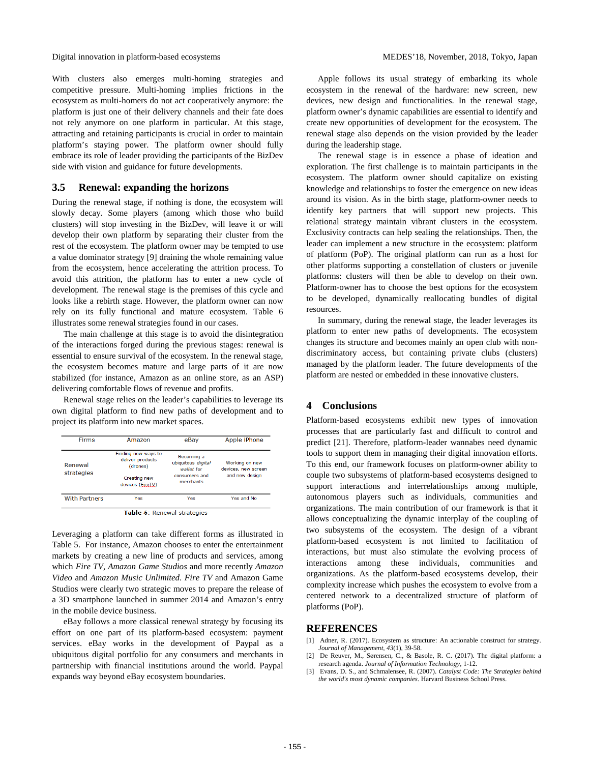With clusters also emerges multi-homing strategies and competitive pressure. Multi-homing implies frictions in the ecosystem as multi-homers do not act cooperatively anymore: the platform is just one of their delivery channels and their fate does not rely anymore on one platform in particular. At this stage, attracting and retaining participants is crucial in order to maintain platform's staying power. The platform owner should fully embrace its role of leader providing the participants of the BizDev side with vision and guidance for future developments.

### 3.5 Renewal: expanding the horizons

During the renewal stage, if nothing is done, the ecosystem will slowly decay. Some players (among which those who build clusters) will stop investing in the BizDev, will leave it or will develop their own platform by separating their cluster from the rest of the ecosystem. The platform owner may be tempted to use a value dominator strategy [9] draining the whole remaining value from the ecosystem, hence accelerating the attrition process. To avoid this attrition, the platform has to enter a new cycle of development. The renewal stage is the premises of this cycle and looks like a rebirth stage. However, the platform owner can now rely on its fully functional and mature ecosystem. Table 6 illustrates some renewal strategies found in our cases.

The main challenge at this stage is to avoid the disintegration of the interactions forged during the previous stages: renewal is essential to ensure survival of the ecosystem. In the renewal stage, the ecosystem becomes mature and large parts of it are now stabilized (for instance, Amazon as an online store, as an ASP) delivering comfortable flows of revenue and profits.

Renewal stage relies on the leader's capabilities to leverage its own digital platform to find new paths of development and to project its platform into new market spaces.

| Firms | Amazon | eBay | Apple iPhone |
|---|---|---|---|
| Renewal strategies | Finding new ways to deliver products (drones)<br>Creating new devices (FireTV) | Becoming a ubiquitous *digital wallet* for consumers and merchants | Working on new devices, new screen and new design |
| With Partners | Yes | Yes | Yes and No |

**Table 5**: Renewal strategies

Leveraging a platform can take different forms as illustrated in Table 5. For instance, Amazon chooses to enter the entertainment markets by creating a new line of products and services, among which *Fire TV*, *Amazon Game Studios* and more recently *Amazon Video* and *Amazon Music Unlimited*. *Fire TV* and Amazon Game Studios were clearly two strategic moves to prepare the release of a 3D smartphone launched in summer 2014 and Amazon's entry in the mobile device business.

eBay follows a more classical renewal strategy by focusing its effort on one part of its platform-based ecosystem: payment services. eBay works in the development of Paypal as a ubiquitous digital portfolio for any consumers and merchants in partnership with financial institutions around the world. Paypal expands way beyond eBay ecosystem boundaries.

Apple follows its usual strategy of embarking its whole ecosystem in the renewal of the hardware: new screen, new devices, new design and functionalities. In the renewal stage, platform owner's dynamic capabilities are essential to identify and create new opportunities of development for the ecosystem. The renewal stage also depends on the vision provided by the leader during the leadership stage.

The renewal stage is in essence a phase of ideation and exploration. The first challenge is to maintain participants in the ecosystem. The platform owner should capitalize on existing knowledge and relationships to foster the emergence on new ideas around its vision. As in the birth stage, platform-owner needs to identify key partners that will support new projects. This relational strategy maintain vibrant clusters in the ecosystem. Exclusivity contracts can help sealing the relationships. Then, the leader can implement a new structure in the ecosystem: platform of platform (PoP). The original platform can run as a host for other platforms supporting a constellation of clusters or juvenile platforms: clusters will then be able to develop on their own. Platform-owner has to choose the best options for the ecosystem to be developed, dynamically reallocating bundles of digital resources.

In summary, during the renewal stage, the leader leverages its platform to enter new paths of developments. The ecosystem changes its structure and becomes mainly an open club with non-discriminatory access, but containing private clubs (clusters) managed by the platform leader. The future developments of the platform are nested or embedded in these innovative clusters.

## 4 Conclusions

Platform-based ecosystems exhibit new types of innovation processes that are particularly fast and difficult to control and predict [21]. Therefore, platform-leader wannabes need dynamic tools to support them in managing their digital innovation efforts. To this end, our framework focuses on platform-owner ability to couple two subsystems of platform-based ecosystems designed to support interactions and interrelationships among multiple, autonomous players such as individuals, communities and organizations. The main contribution of our framework is that it allows conceptualizing the dynamic interplay of the coupling of two subsystems of the ecosystem. The design of a vibrant platform-based ecosystem is not limited to facilitation of interactions, but must also stimulate the evolving process of interactions among these individuals, communities and organizations. As the platform-based ecosystems develop, their complexity increase which pushes the ecosystem to evolve from a centered network to a decentralized structure of platform of platforms (PoP).

## REFERENCES

[1] Adner, R. (2017). Ecosystem as structure: An actionable construct for strategy. *Journal of Management*, *43*(1), 39-58.

[2] De Reuver, M., Sørensen, C., & Basole, R. C. (2017). The digital platform: a research agenda. *Journal of Information Technology*, 1-12.

[3] Evans, D. S., and Schmalensee, R. (2007). *Catalyst Code: The Strategies behind the world's most dynamic companies*. Harvard Business School Press.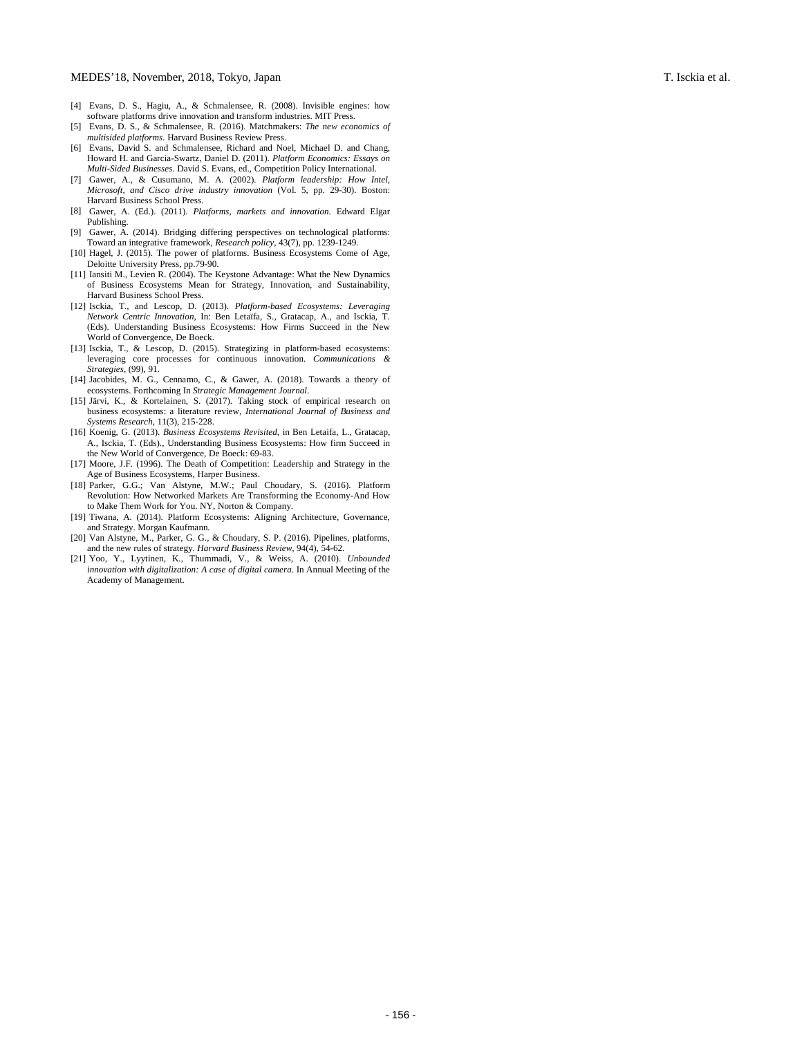[4] Evans, D. S., Hagiu, A., & Schmalensee, R. (2008). Invisible engines: how software platforms drive innovation and transform industries. MIT Press.

[5] Evans, D. S., & Schmalensee, R. (2016). Matchmakers: *The new economics of multisided platforms*. Harvard Business Review Press.

[6] Evans, David S. and Schmalensee, Richard and Noel, Michael D. and Chang, Howard H. and Garcia-Swartz, Daniel D. (2011). *Platform Economics: Essays on Multi-Sided Businesses*. David S. Evans, ed., Competition Policy International.

[7] Gawer, A., & Cusumano, M. A. (2002). *Platform leadership: How Intel, Microsoft, and Cisco drive industry innovation* (Vol. 5, pp. 29-30). Boston: Harvard Business School Press.

[8] Gawer, A. (Ed.). (2011). *Platforms, markets and innovation*. Edward Elgar Publishing.

[9] Gawer, A. (2014). Bridging differing perspectives on technological platforms: Toward an integrative framework, *Research policy*, 43(7), pp. 1239-1249.

[10] Hagel, J. (2015). The power of platforms. Business Ecosystems Come of Age, Deloitte University Press, pp.79-90.

[11] Iansiti M., Levien R. (2004). The Keystone Advantage: What the New Dynamics of Business Ecosystems Mean for Strategy, Innovation, and Sustainability, Harvard Business School Press.

[12] Isckia, T., and Lescop, D. (2013). *Platform-based Ecosystems: Leveraging Network Centric Innovation*, In: Ben Letaïfa, S., Gratacap, A., and Isckia, T. (Eds). Understanding Business Ecosystems: How Firms Succeed in the New World of Convergence, De Boeck.

[13] Isckia, T., & Lescop, D. (2015). Strategizing in platform-based ecosystems: leveraging core processes for continuous innovation. *Communications & Strategies*, (99), 91.

[14] Jacobides, M. G., Cennamo, C., & Gawer, A. (2018). Towards a theory of ecosystems. Forthcoming In *Strategic Management Journal*.

[15] Järvi, K., & Kortelainen, S. (2017). Taking stock of empirical research on business ecosystems: a literature review, *International Journal of Business and Systems Research*, 11(3), 215-228.

[16] Koenig, G. (2013). *Business Ecosystems Revisited*, in Ben Letaifa, L., Gratacap, A., Isckia, T. (Eds)., Understanding Business Ecosystems: How firm Succeed in the New World of Convergence, De Boeck: 69-83.

[17] Moore, J.F. (1996). The Death of Competition: Leadership and Strategy in the Age of Business Ecosystems, Harper Business.

[18] Parker, G.G.; Van Alstyne, M.W.; Paul Choudary, S. (2016). Platform Revolution: How Networked Markets Are Transforming the Economy-And How to Make Them Work for You. NY, Norton & Company.

[19] Tiwana, A. (2014). Platform Ecosystems: Aligning Architecture, Governance, and Strategy. Morgan Kaufmann.

[20] Van Alstyne, M., Parker, G. G., & Choudary, S. P. (2016). Pipelines, platforms, and the new rules of strategy. *Harvard Business Review*, 94(4), 54-62.

[21] Yoo, Y., Lyytinen, K., Thummadi, V., & Weiss, A. (2010). *Unbounded innovation with digitalization: A case of digital camera*. In Annual Meeting of the Academy of Management.